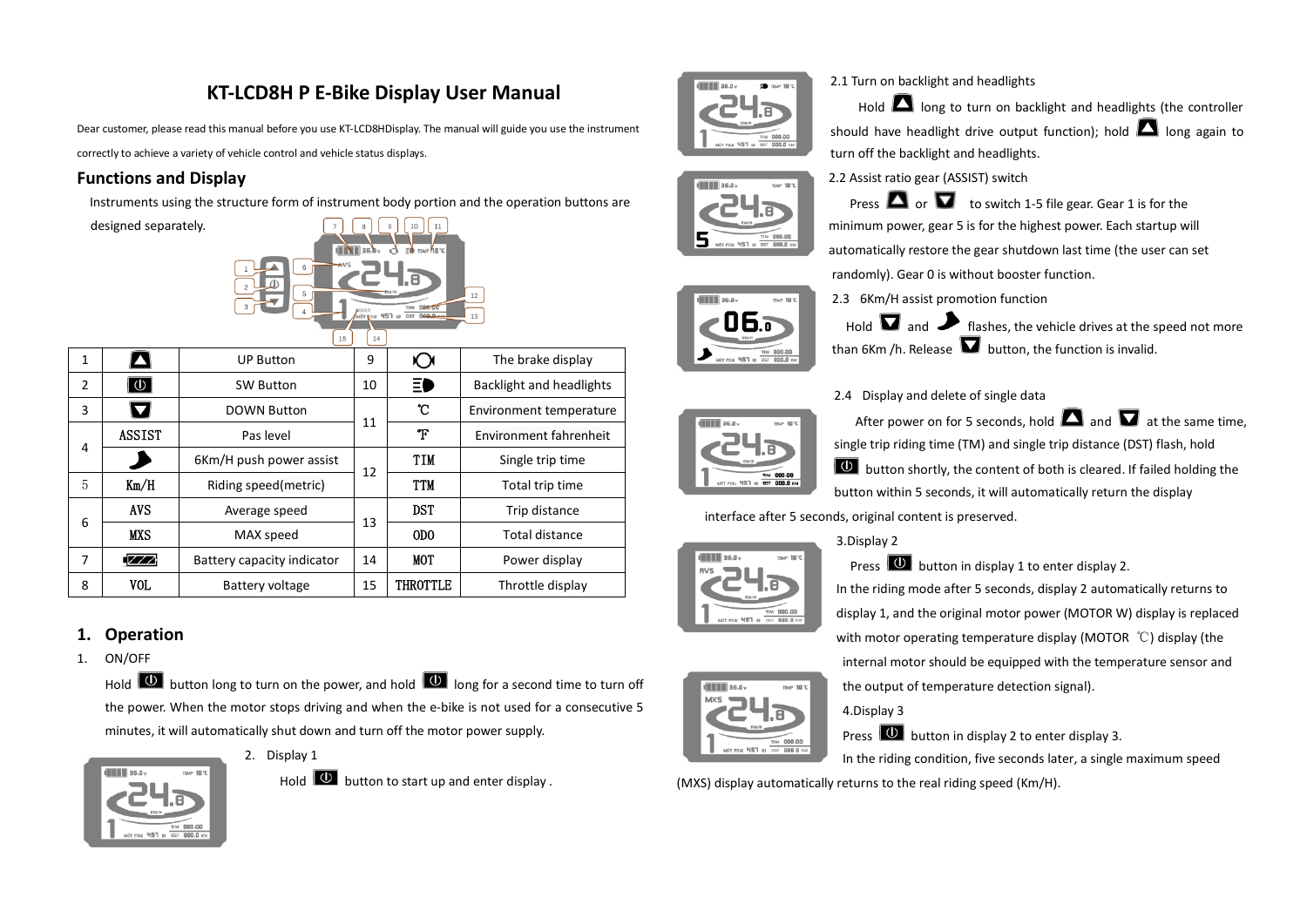# KT-LCD8H P E-Bike Display User Manual

Dear customer, please read this manual before you use KT-LCD8HDisplay. The manual will guide you use the instrument correctly to achieve a variety of vehicle control and vehicle status displays.

## Functions and Display

Instruments using the structure form of instrument body portion and the operation buttons are designed separately.

| 1 | ▲ | UP Button | 9 | (!) | The brake display |
|---|---|---|---|---|---|
| 2 | ⏻ | SW Button | 10 | ≡D | Backlight and headlights |
| 3 | ▼ | DOWN Button | 11 | ℃ | Environment temperature |
| 4 | ASSIST | Pas level | | ℉ | Environment fahrenheit |
| | | 6Km/H push power assist | 12 | TIM | Single trip time |
| 5 | Km/H | Riding speed(metric) | | TTM | Total trip time |
| 6 | AVS | Average speed | 13 | DST | Trip distance |
| | MXS | MAX speed | | ODO | Total distance |
| 7 | | Battery capacity indicator | 14 | MOT | Power display |
| 8 | VOL | Battery voltage | 15 | THROTTLE | Throttle display |

## 1. Operation

1. ON/OFF

   Hold ⏻ button long to turn on the power, and hold ⏻ long for a second time to turn off the power. When the motor stops driving and when the e-bike is not used for a consecutive 5 minutes, it will automatically shut down and turn off the motor power supply.

2. Display 1

   Hold ⏻ button to start up and enter display .

2.1 Turn on backlight and headlights

Hold ▲ long to turn on backlight and headlights (the controller should have headlight drive output function); hold ▲ long again to turn off the backlight and headlights.

2.2 Assist ratio gear (ASSIST) switch

Press ▲ or ▼ to switch 1-5 file gear. Gear 1 is for the minimum power, gear 5 is for the highest power. Each startup will automatically restore the gear shutdown last time (the user can set randomly). Gear 0 is without booster function.

2.3 6Km/H assist promotion function

Hold ▼ and flashes, the vehicle drives at the speed not more than 6Km /h. Release ▼ button, the function is invalid.

2.4 Display and delete of single data

After power on for 5 seconds, hold ▲ and ▼ at the same time, single trip riding time (TM) and single trip distance (DST) flash, hold ⏻ button shortly, the content of both is cleared. If failed holding the button within 5 seconds, it will automatically return the display interface after 5 seconds, original content is preserved.

3.Display 2

Press ⏻ button in display 1 to enter display 2.

In the riding mode after 5 seconds, display 2 automatically returns to display 1, and the original motor power (MOTOR W) display is replaced with motor operating temperature display (MOTOR ℃) display (the internal motor should be equipped with the temperature sensor and the output of temperature detection signal).

4.Display 3

Press ⏻ button in display 2 to enter display 3.

In the riding condition, five seconds later, a single maximum speed (MXS) display automatically returns to the real riding speed (Km/H).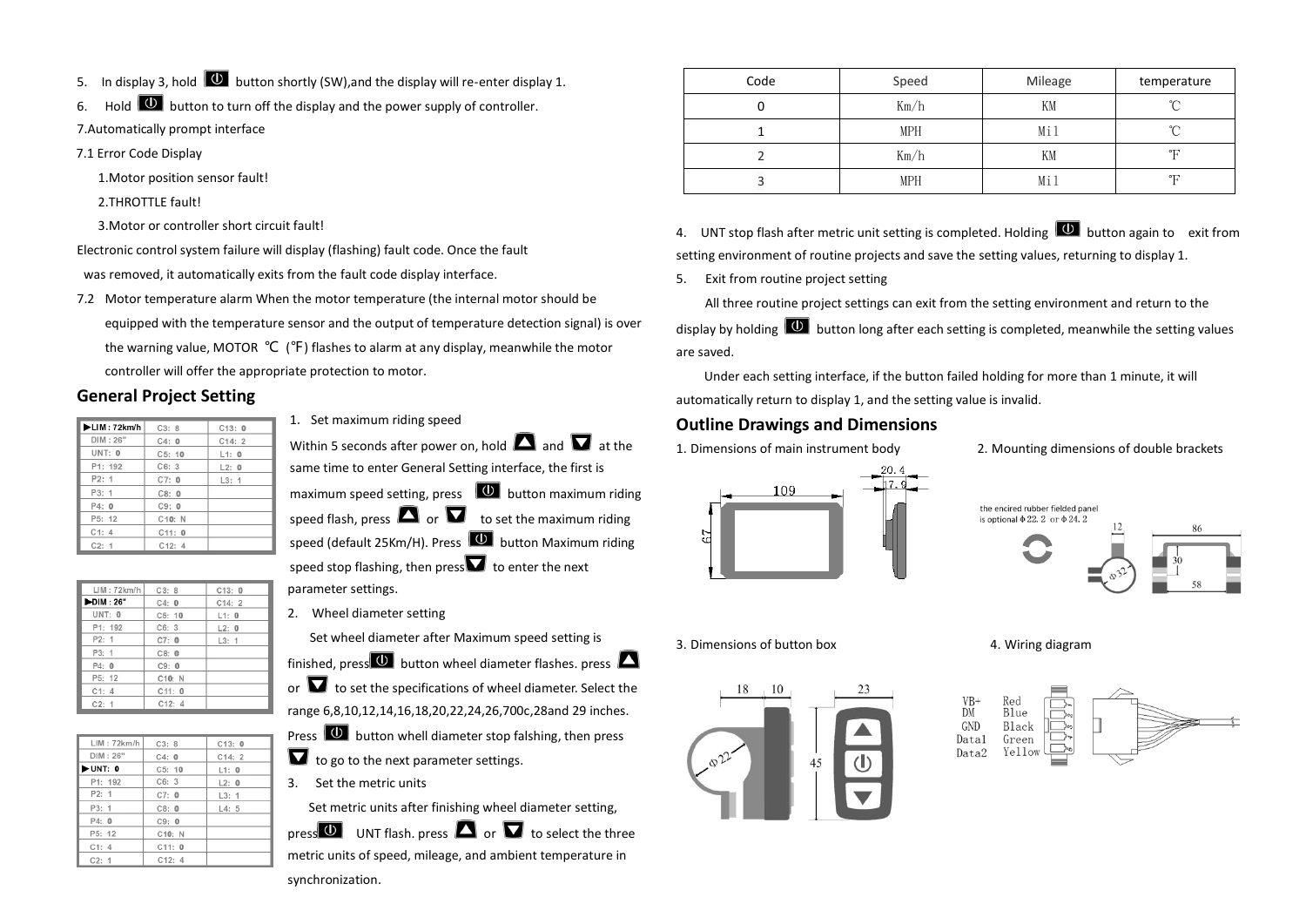5. In display 3, hold button shortly (SW),and the display will re-enter display 1.

6. Hold button to turn off the display and the power supply of controller.

7.Automatically prompt interface

7.1 Error Code Display

1.Motor position sensor fault!

2.THROTTLE fault!

3.Motor or controller short circuit fault!

Electronic control system failure will display (flashing) fault code. Once the fault was removed, it automatically exits from the fault code display interface.

7.2 Motor temperature alarm When the motor temperature (the internal motor should be equipped with the temperature sensor and the output of temperature detection signal) is over the warning value, MOTOR ℃ (℉) flashes to alarm at any display, meanwhile the motor controller will offer the appropriate protection to motor.

## General Project Setting

| | | |
|---|---|---|
| ▶LIM : 72km/h | C3: 8 | C13: 0 |
| DIM : 26" | C4: 0 | C14: 2 |
| UNT: 0 | C5: 10 | L1: 0 |
| P1: 192 | C6: 3 | L2: 0 |
| P2: 1 | C7: 0 | L3: 1 |
| P3: 1 | C8: 0 | |
| P4: 0 | C9: 0 | |
| P5: 12 | C10: N | |
| C1: 4 | C11: 0 | |
| C2: 1 | C12: 4 | |

1. Set maximum riding speed

Within 5 seconds after power on, hold and at the same time to enter General Setting interface, the first is maximum speed setting, press button maximum riding speed flash, press or to set the maximum riding speed (default 25Km/H). Press button Maximum riding speed stop flashing, then press to enter the next parameter settings.

| | | |
|---|---|---|
| LIM : 72km/h | C3: 8 | C13: 0 |
| ▶DIM : 26" | C4: 0 | C14: 2 |
| UNT: 0 | C5: 10 | L1: 0 |
| P1: 192 | C6: 3 | L2: 0 |
| P2: 1 | C7: 0 | L3: 1 |
| P3: 1 | C8: 0 | |
| P4: 0 | C9: 0 | |
| P5: 12 | C10: N | |
| C1: 4 | C11: 0 | |
| C2: 1 | C12: 4 | |

2. Wheel diameter setting

Set wheel diameter after Maximum speed setting is finished, press button wheel diameter flashes. press or to set the specifications of wheel diameter. Select the range 6,8,10,12,14,16,18,20,22,24,26,700c,28and 29 inches. Press button whell diameter stop falshing, then press to go to the next parameter settings.

| | | |
|---|---|---|
| LIM : 72km/h | C3: 8 | C13: 0 |
| DIM : 26" | C4: 0 | C14: 2 |
| ▶UNT: 0 | C5: 10 | L1: 0 |
| P1: 192 | C6: 3 | L2: 0 |
| P2: 1 | C7: 0 | L3: 1 |
| P3: 1 | C8: 0 | L4: 5 |
| P4: 0 | C9: 0 | |
| P5: 12 | C10: N | |
| C1: 4 | C11: 0 | |
| C2: 1 | C12: 4 | |

3. Set the metric units

Set metric units after finishing wheel diameter setting, press UNT flash. press or to select the three metric units of speed, mileage, and ambient temperature in synchronization.

| Code | Speed | Mileage | temperature |
|---|---|---|---|
| 0 | Km/h | KM | ℃ |
| 1 | MPH | Mil | ℃ |
| 2 | Km/h | KM | ℉ |
| 3 | MPH | Mil | ℉ |

4. UNT stop flash after metric unit setting is completed. Holding button again to exit from setting environment of routine projects and save the setting values, returning to display 1.

5. Exit from routine project setting

All three routine project settings can exit from the setting environment and return to the display by holding button long after each setting is completed, meanwhile the setting values are saved.

Under each setting interface, if the button failed holding for more than 1 minute, it will automatically return to display 1, and the setting value is invalid.

## Outline Drawings and Dimensions

1. Dimensions of main instrument body

109
67
20.4
17.9

2. Mounting dimensions of double brackets

the encired rubber fielded panel is optional Φ22.2 or Φ24.2
12
Φ32
86
30
58

3. Dimensions of button box

18
10
Φ22
23
45

4. Wiring diagram

VB+ Red
DM Blue
GND Black
Data1 Green
Data2 Yellow